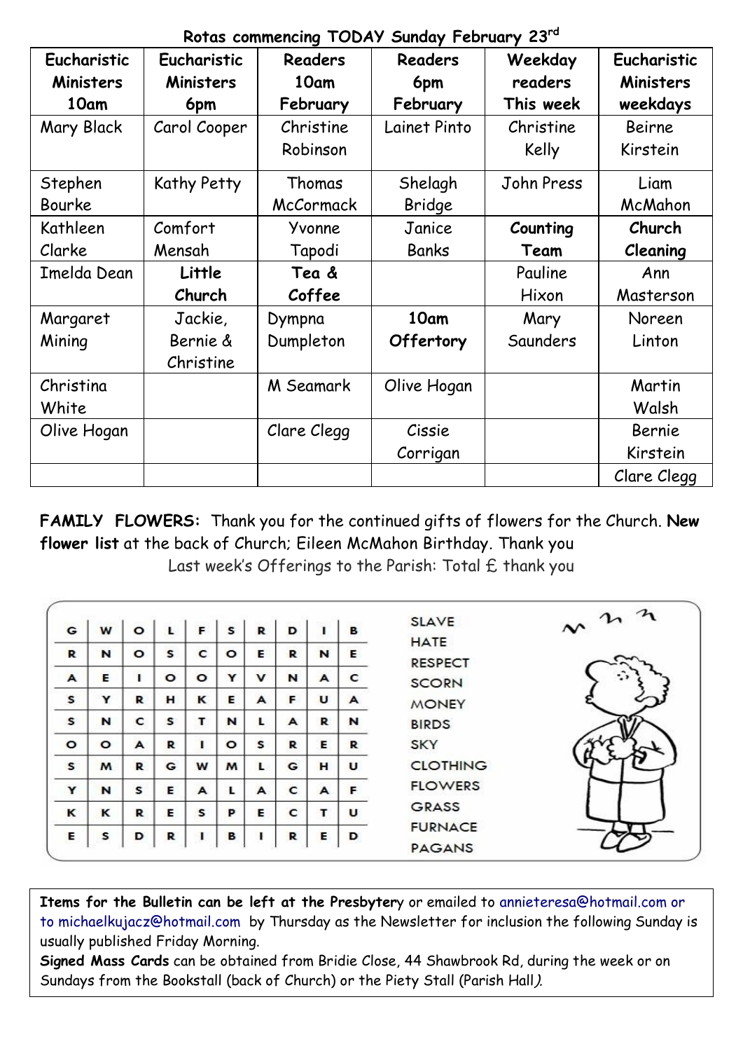Rotas commencing TODAY Sunday February 23rd

| Eucharistic Ministers 10am | Eucharistic Ministers 6pm | Readers 10am February | Readers 6pm February | Weekday readers This week | Eucharistic Ministers weekdays |
|---|---|---|---|---|---|
| Mary Black | Carol Cooper | Christine Robinson | Lainet Pinto | Christine Kelly | Beirne Kirstein |
| Stephen Bourke | Kathy Petty | Thomas McCormack | Shelagh Bridge | John Press | Liam McMahon |
| Kathleen Clarke | Comfort Mensah | Yvonne Tapodi | Janice Banks | **Counting Team** | **Church Cleaning** |
| Imelda Dean | **Little Church** | **Tea & Coffee** | | Pauline Hixon | Ann Masterson |
| Margaret Mining | Jackie, Bernie & Christine | Dympna Dumpleton | **10am Offertory** | Mary Saunders | Noreen Linton |
| Christina White | | M Seamark | Olive Hogan | | Martin Walsh |
| Olive Hogan | | Clare Clegg | Cissie Corrigan | | Bernie Kirstein |
| | | | | | Clare Clegg |

**FAMILY FLOWERS:** Thank you for the continued gifts of flowers for the Church. **New flower list** at the back of Church; Eileen McMahon Birthday. Thank you

Last week's Offerings to the Parish: Total £ thank you

| G | W | O | L | F | S | R | D | I | B |
|---|---|---|---|---|---|---|---|---|---|
| R | N | O | S | C | O | E | R | N | E |
| A | E | I | O | O | Y | V | N | A | C |
| S | Y | R | H | K | E | A | F | U | A |
| S | N | C | S | T | N | L | A | R | N |
| O | O | A | R | I | O | S | R | E | R |
| S | M | R | G | W | M | L | G | H | U |
| Y | N | S | E | A | L | A | C | A | F |
| K | K | R | E | S | P | E | C | T | U |
| E | S | D | R | I | B | I | R | E | D |

SLAVE
HATE
RESPECT
SCORN
MONEY
BIRDS
SKY
CLOTHING
FLOWERS
GRASS
FURNACE
PAGANS

**Items for the Bulletin can be left at the Presbytery** or emailed to annieteresa@hotmail.com or to michaelkujacz@hotmail.com by Thursday as the Newsletter for inclusion the following Sunday is usually published Friday Morning.

**Signed Mass Cards** can be obtained from Bridie Close, 44 Shawbrook Rd, during the week or on Sundays from the Bookstall (back of Church) or the Piety Stall (Parish Hall).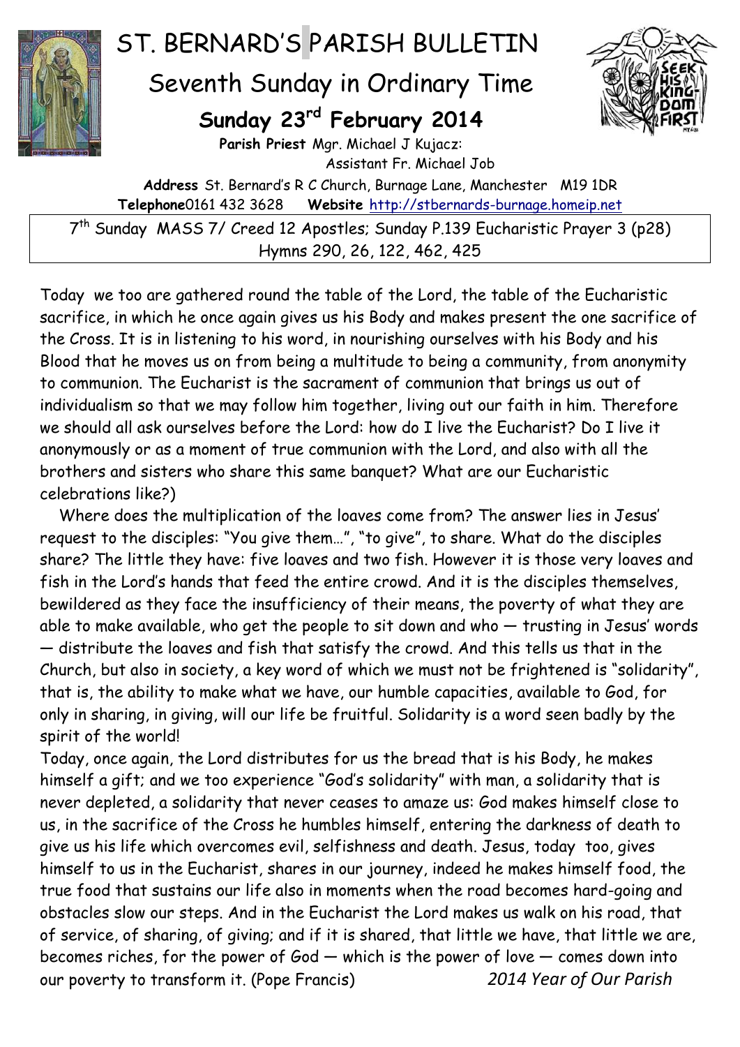# ST. BERNARD'S PARISH BULLETIN

## Seventh Sunday in Ordinary Time

### Sunday 23rd February 2014

**Parish Priest** Mgr. Michael J Kujacz:
Assistant Fr. Michael Job

**Address** St. Bernard's R C Church, Burnage Lane, Manchester M19 1DR
**Telephone**0161 432 3628 **Website** http://stbernards-burnage.homeip.net

7th Sunday MASS 7/ Creed 12 Apostles; Sunday P.139 Eucharistic Prayer 3 (p28)
Hymns 290, 26, 122, 462, 425

Today we too are gathered round the table of the Lord, the table of the Eucharistic sacrifice, in which he once again gives us his Body and makes present the one sacrifice of the Cross. It is in listening to his word, in nourishing ourselves with his Body and his Blood that he moves us on from being a multitude to being a community, from anonymity to communion. The Eucharist is the sacrament of communion that brings us out of individualism so that we may follow him together, living out our faith in him. Therefore we should all ask ourselves before the Lord: how do I live the Eucharist? Do I live it anonymously or as a moment of true communion with the Lord, and also with all the brothers and sisters who share this same banquet? What are our Eucharistic celebrations like?)

Where does the multiplication of the loaves come from? The answer lies in Jesus' request to the disciples: "You give them…", "to give", to share. What do the disciples share? The little they have: five loaves and two fish. However it is those very loaves and fish in the Lord's hands that feed the entire crowd. And it is the disciples themselves, bewildered as they face the insufficiency of their means, the poverty of what they are able to make available, who get the people to sit down and who — trusting in Jesus' words — distribute the loaves and fish that satisfy the crowd. And this tells us that in the Church, but also in society, a key word of which we must not be frightened is "solidarity", that is, the ability to make what we have, our humble capacities, available to God, for only in sharing, in giving, will our life be fruitful. Solidarity is a word seen badly by the spirit of the world!

Today, once again, the Lord distributes for us the bread that is his Body, he makes himself a gift; and we too experience "God's solidarity" with man, a solidarity that is never depleted, a solidarity that never ceases to amaze us: God makes himself close to us, in the sacrifice of the Cross he humbles himself, entering the darkness of death to give us his life which overcomes evil, selfishness and death. Jesus, today too, gives himself to us in the Eucharist, shares in our journey, indeed he makes himself food, the true food that sustains our life also in moments when the road becomes hard-going and obstacles slow our steps. And in the Eucharist the Lord makes us walk on his road, that of service, of sharing, of giving; and if it is shared, that little we have, that little we are, becomes riches, for the power of God — which is the power of love — comes down into our poverty to transform it. (Pope Francis) *2014 Year of Our Parish*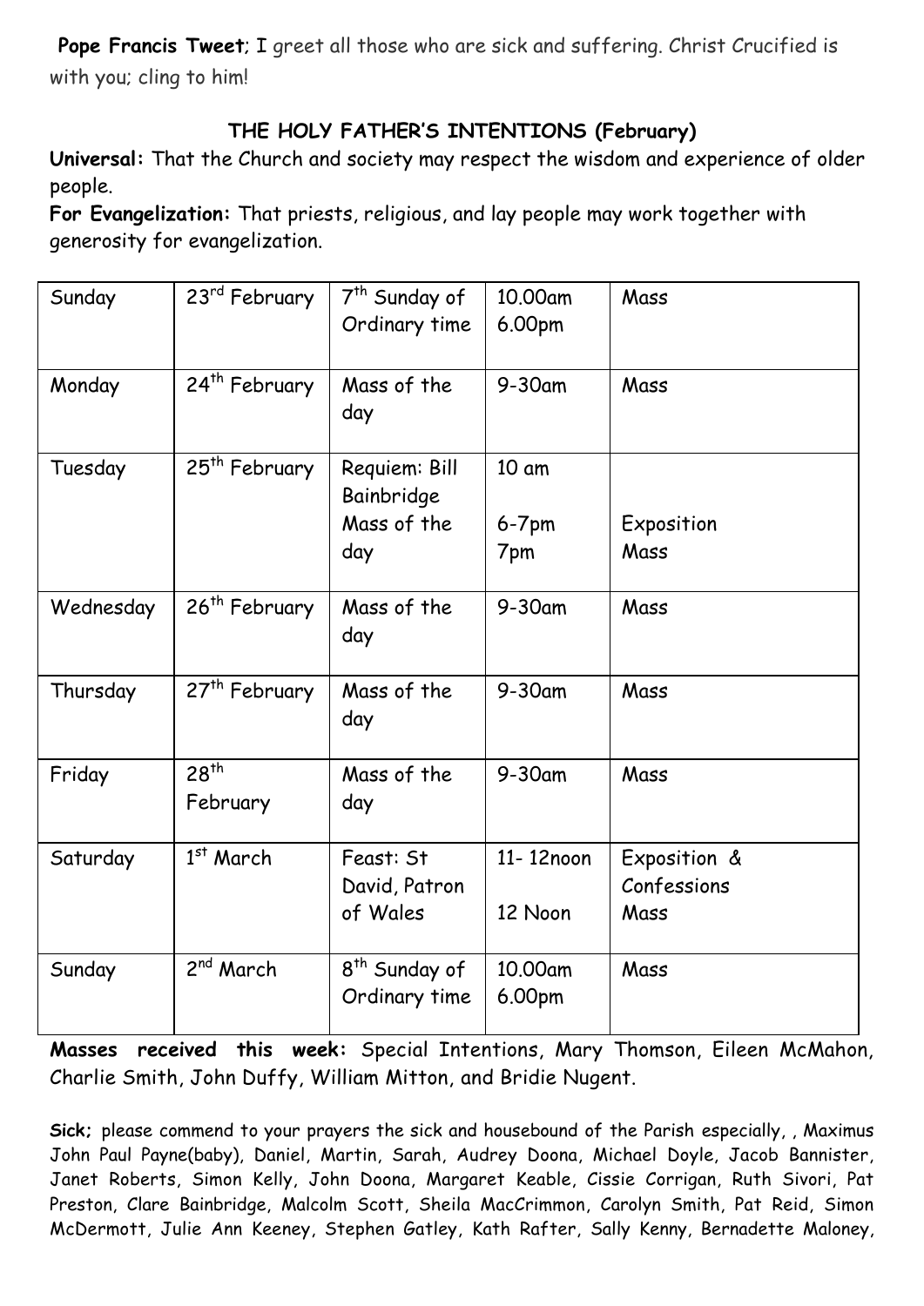**Pope Francis Tweet**; I greet all those who are sick and suffering. Christ Crucified is with you; cling to him!

## THE HOLY FATHER'S INTENTIONS (February)

**Universal:** That the Church and society may respect the wisdom and experience of older people.

**For Evangelization:** That priests, religious, and lay people may work together with generosity for evangelization.

| Sunday | 23rd February | 7th Sunday of Ordinary time | 10.00am<br>6.00pm | Mass |
|---|---|---|---|---|
| Monday | 24th February | Mass of the day | 9-30am | Mass |
| Tuesday | 25th February | Requiem: Bill Bainbridge<br>Mass of the day | 10 am<br>6-7pm<br>7pm | <br>Exposition<br>Mass |
| Wednesday | 26th February | Mass of the day | 9-30am | Mass |
| Thursday | 27th February | Mass of the day | 9-30am | Mass |
| Friday | 28th February | Mass of the day | 9-30am | Mass |
| Saturday | 1st March | Feast: St David, Patron of Wales | 11- 12noon<br>12 Noon | Exposition & Confessions<br>Mass |
| Sunday | 2nd March | 8th Sunday of Ordinary time | 10.00am<br>6.00pm | Mass |

**Masses received this week:** Special Intentions, Mary Thomson, Eileen McMahon, Charlie Smith, John Duffy, William Mitton, and Bridie Nugent.

**Sick;** please commend to your prayers the sick and housebound of the Parish especially, , Maximus John Paul Payne(baby), Daniel, Martin, Sarah, Audrey Doona, Michael Doyle, Jacob Bannister, Janet Roberts, Simon Kelly, John Doona, Margaret Keable, Cissie Corrigan, Ruth Sivori, Pat Preston, Clare Bainbridge, Malcolm Scott, Sheila MacCrimmon, Carolyn Smith, Pat Reid, Simon McDermott, Julie Ann Keeney, Stephen Gatley, Kath Rafter, Sally Kenny, Bernadette Maloney,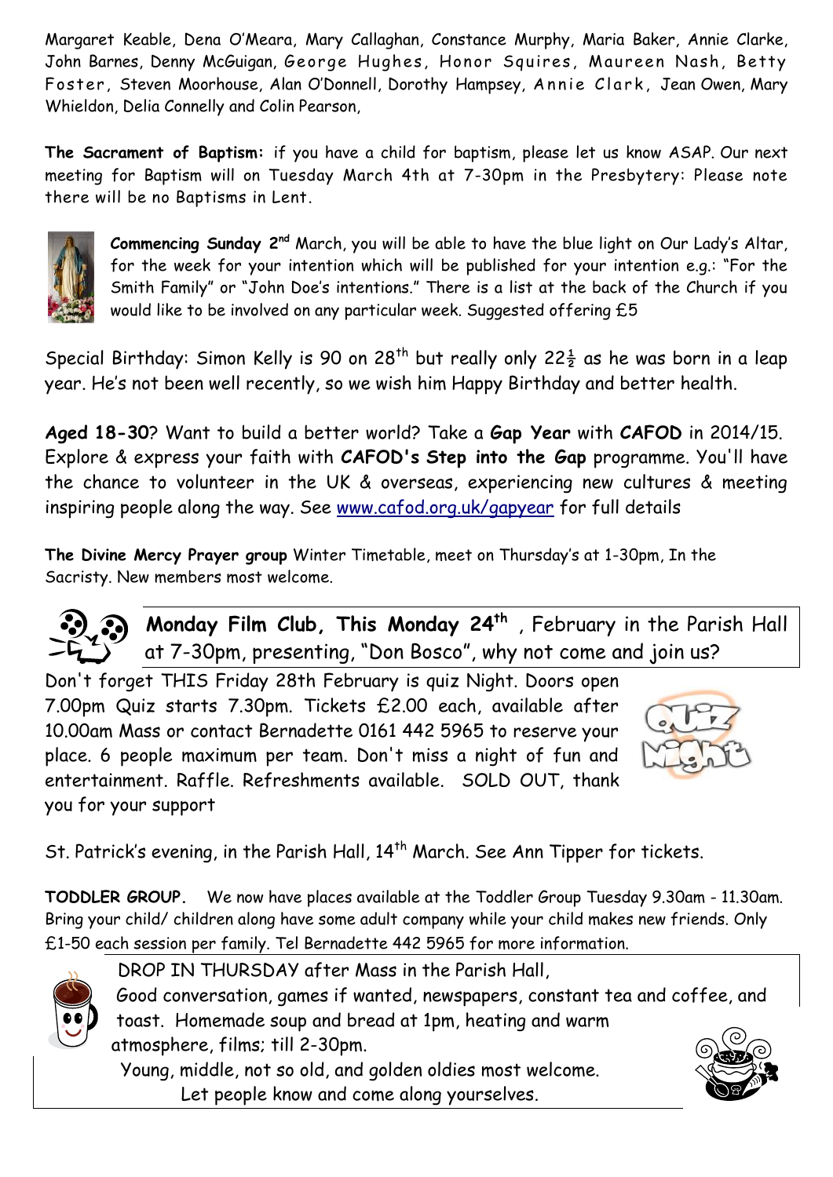Margaret Keable, Dena O'Meara, Mary Callaghan, Constance Murphy, Maria Baker, Annie Clarke, John Barnes, Denny McGuigan, George Hughes, Honor Squires, Maureen Nash, Betty Foster, Steven Moorhouse, Alan O'Donnell, Dorothy Hampsey, Annie Clark, Jean Owen, Mary Whieldon, Delia Connelly and Colin Pearson,

**The Sacrament of Baptism:** if you have a child for baptism, please let us know ASAP. Our next meeting for Baptism will on Tuesday March 4th at 7-30pm in the Presbytery: Please note there will be no Baptisms in Lent.

**Commencing Sunday 2nd** March, you will be able to have the blue light on Our Lady's Altar, for the week for your intention which will be published for your intention e.g.: "For the Smith Family" or "John Doe's intentions." There is a list at the back of the Church if you would like to be involved on any particular week. Suggested offering £5

Special Birthday: Simon Kelly is 90 on 28th but really only 22½ as he was born in a leap year. He's not been well recently, so we wish him Happy Birthday and better health.

**Aged 18-30**? Want to build a better world? Take a **Gap Year** with **CAFOD** in 2014/15. Explore & express your faith with **CAFOD's Step into the Gap** programme. You'll have the chance to volunteer in the UK & overseas, experiencing new cultures & meeting inspiring people along the way. See www.cafod.org.uk/gapyear for full details

**The Divine Mercy Prayer group** Winter Timetable, meet on Thursday's at 1-30pm, In the Sacristy. New members most welcome.

**Monday Film Club, This Monday 24th** , February in the Parish Hall at 7-30pm, presenting, "Don Bosco", why not come and join us?

Don't forget THIS Friday 28th February is quiz Night. Doors open 7.00pm Quiz starts 7.30pm. Tickets £2.00 each, available after 10.00am Mass or contact Bernadette 0161 442 5965 to reserve your place. 6 people maximum per team. Don't miss a night of fun and entertainment. Raffle. Refreshments available. SOLD OUT, thank you for your support

St. Patrick's evening, in the Parish Hall, 14th March. See Ann Tipper for tickets.

**TODDLER GROUP.** We now have places available at the Toddler Group Tuesday 9.30am - 11.30am. Bring your child/ children along have some adult company while your child makes new friends. Only £1-50 each session per family. Tel Bernadette 442 5965 for more information.

DROP IN THURSDAY after Mass in the Parish Hall,
Good conversation, games if wanted, newspapers, constant tea and coffee, and toast. Homemade soup and bread at 1pm, heating and warm atmosphere, films; till 2-30pm.
Young, middle, not so old, and golden oldies most welcome.
Let people know and come along yourselves.